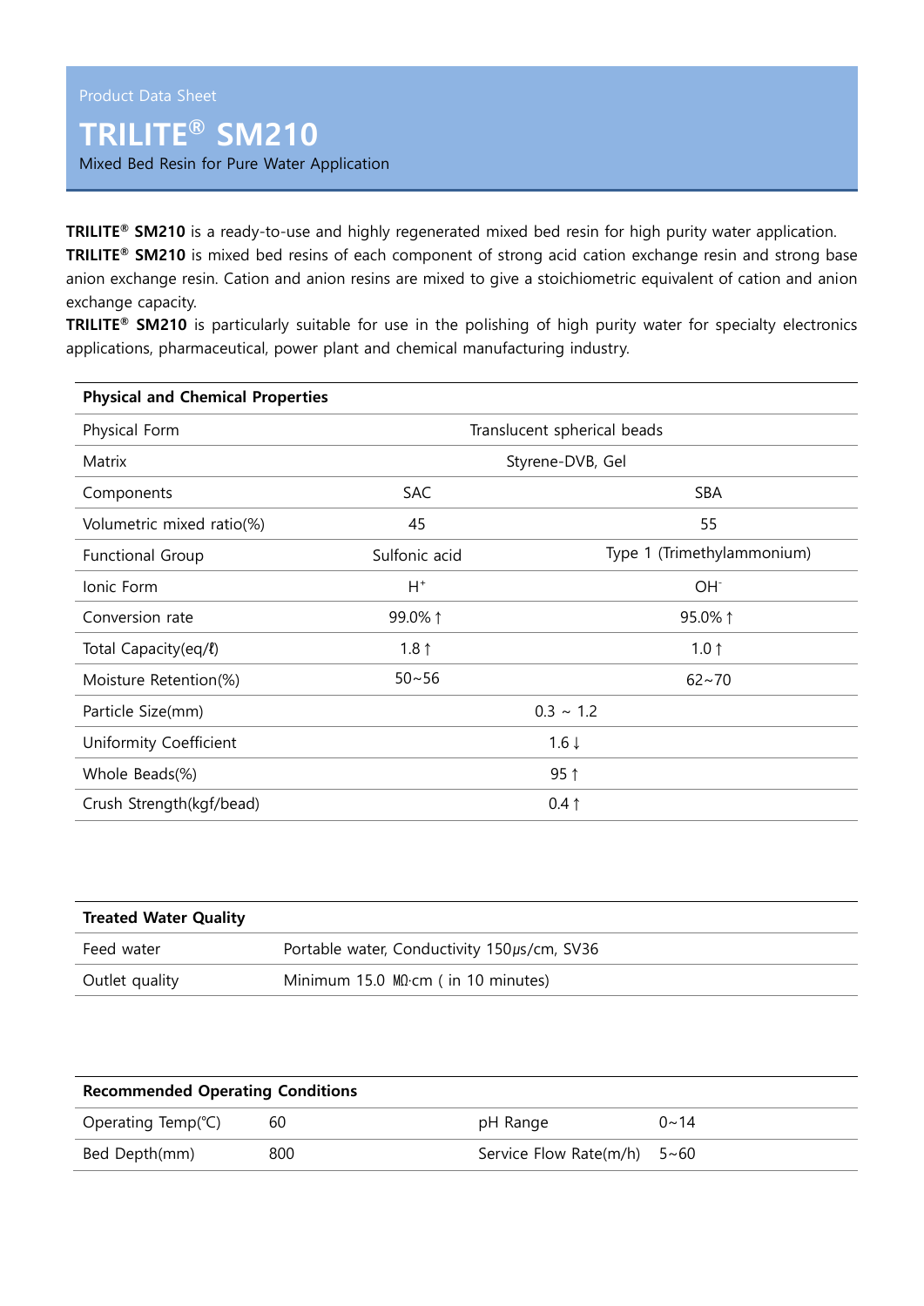Product Data Sheet

# TRILITE® SM210

Mixed Bed Resin for Pure Water Application

**TRILITE® SM210** is a ready-to-use and highly regenerated mixed bed resin for high purity water application.
**TRILITE® SM210** is mixed bed resins of each component of strong acid cation exchange resin and strong base anion exchange resin. Cation and anion resins are mixed to give a stoichiometric equivalent of cation and anion exchange capacity.
**TRILITE® SM210** is particularly suitable for use in the polishing of high purity water for specialty electronics applications, pharmaceutical, power plant and chemical manufacturing industry.

| **Physical and Chemical Properties** | | |
|---|---|---|
| Physical Form | Translucent spherical beads | |
| Matrix | Styrene-DVB, Gel | |
| Components | SAC | SBA |
| Volumetric mixed ratio(%) | 45 | 55 |
| Functional Group | Sulfonic acid | Type 1 (Trimethylammonium) |
| Ionic Form | $H^+$ | $OH^-$ |
| Conversion rate | 99.0% ↑ | 95.0% ↑ |
| Total Capacity(eq/ℓ) | 1.8 ↑ | 1.0 ↑ |
| Moisture Retention(%) | 50~56 | 62~70 |
| Particle Size(mm) | 0.3 ~ 1.2 | |
| Uniformity Coefficient | 1.6 ↓ | |
| Whole Beads(%) | 95 ↑ | |
| Crush Strength(kgf/bead) | 0.4 ↑ | |

| **Treated Water Quality** | |
|---|---|
| Feed water | Portable water, Conductivity 150㎲/cm, SV36 |
| Outlet quality | Minimum 15.0 ㏁·cm ( in 10 minutes) |

| **Recommended Operating Conditions** | | | |
|---|---|---|---|
| Operating Temp(℃) | 60 | pH Range | 0~14 |
| Bed Depth(mm) | 800 | Service Flow Rate(m/h) | 5~60 |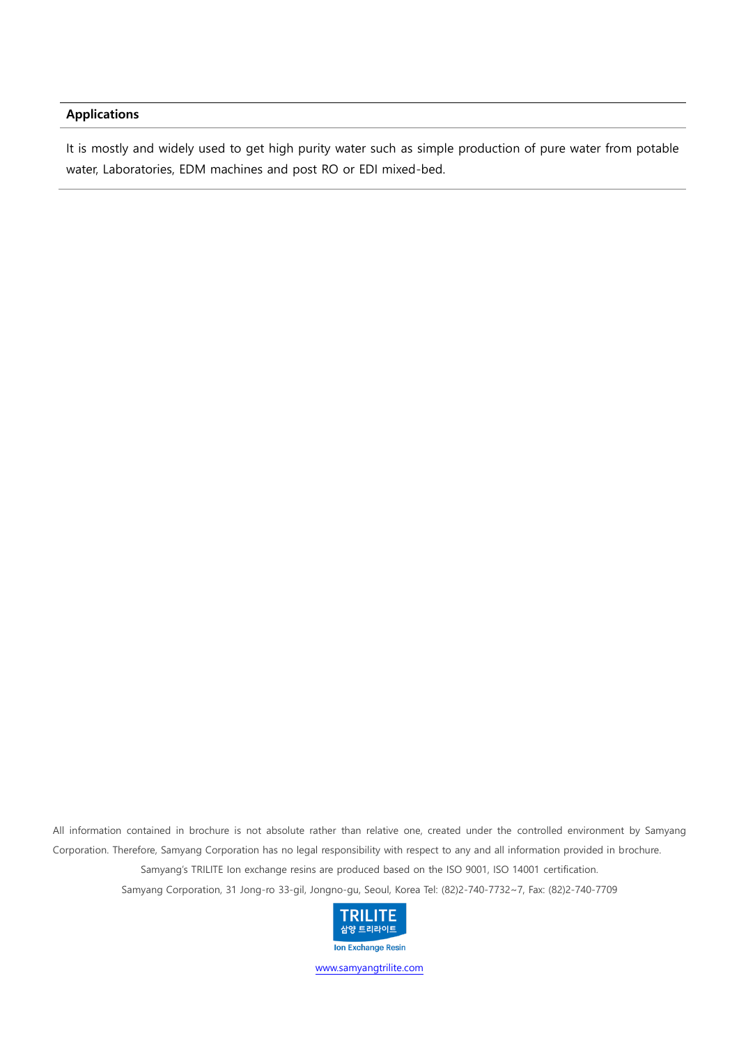## Applications

It is mostly and widely used to get high purity water such as simple production of pure water from potable water, Laboratories, EDM machines and post RO or EDI mixed-bed.

All information contained in brochure is not absolute rather than relative one, created under the controlled environment by Samyang Corporation. Therefore, Samyang Corporation has no legal responsibility with respect to any and all information provided in brochure.

Samyang's TRILITE Ion exchange resins are produced based on the ISO 9001, ISO 14001 certification.

Samyang Corporation, 31 Jong-ro 33-gil, Jongno-gu, Seoul, Korea Tel: (82)2-740-7732~7, Fax: (82)2-740-7709

TRILITE
삼양 트리라이트
Ion Exchange Resin

www.samyangtrilite.com